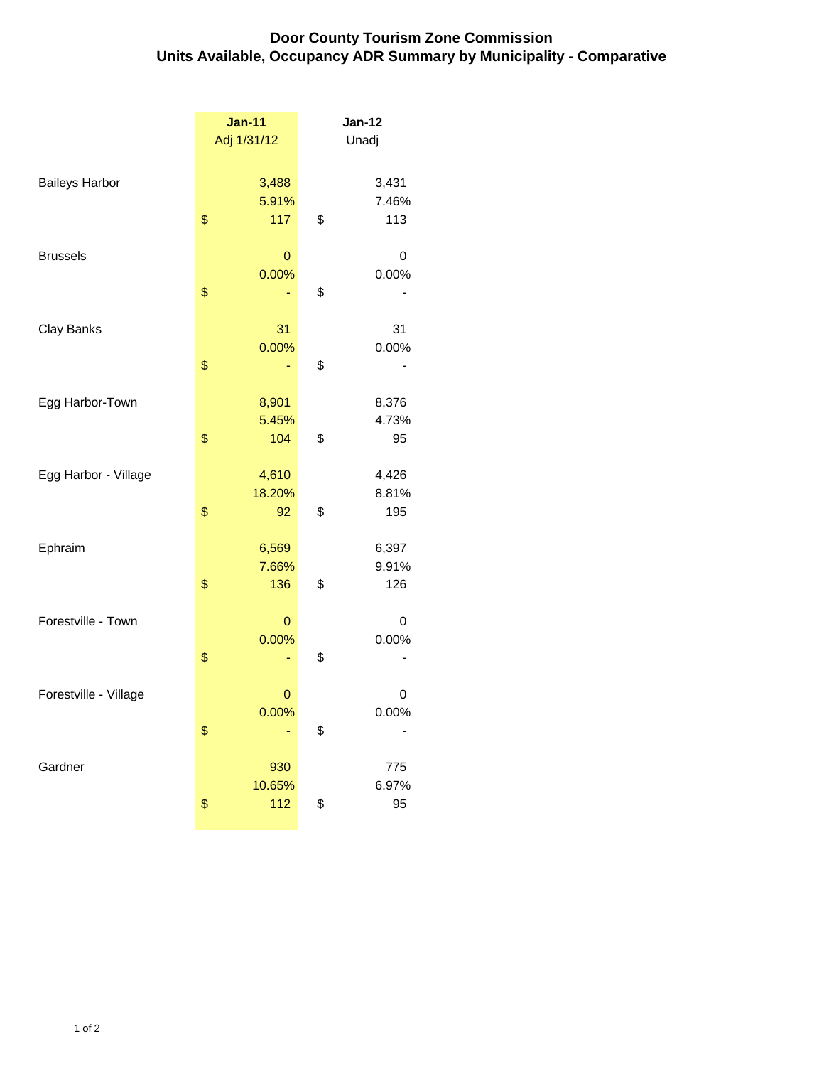# Door County Tourism Zone Commission
## Units Available, Occupancy ADR Summary by Municipality - Comparative

| | Jan-11<br>Adj 1/31/12 | Jan-12<br>Unadj |
|---|---|---|
| **Baileys Harbor** | 3,488 | 3,431 |
| | 5.91% | 7.46% |
| | $ 117 | $ 113 |
| **Brussels** | 0 | 0 |
| | 0.00% | 0.00% |
| | $ - | $ - |
| **Clay Banks** | 31 | 31 |
| | 0.00% | 0.00% |
| | $ - | $ - |
| **Egg Harbor-Town** | 8,901 | 8,376 |
| | 5.45% | 4.73% |
| | $ 104 | $ 95 |
| **Egg Harbor - Village** | 4,610 | 4,426 |
| | 18.20% | 8.81% |
| | $ 92 | $ 195 |
| **Ephraim** | 6,569 | 6,397 |
| | 7.66% | 9.91% |
| | $ 136 | $ 126 |
| **Forestville - Town** | 0 | 0 |
| | 0.00% | 0.00% |
| | $ - | $ - |
| **Forestville - Village** | 0 | 0 |
| | 0.00% | 0.00% |
| | $ - | $ - |
| **Gardner** | 930 | 775 |
| | 10.65% | 6.97% |
| | $ 112 | $ 95 |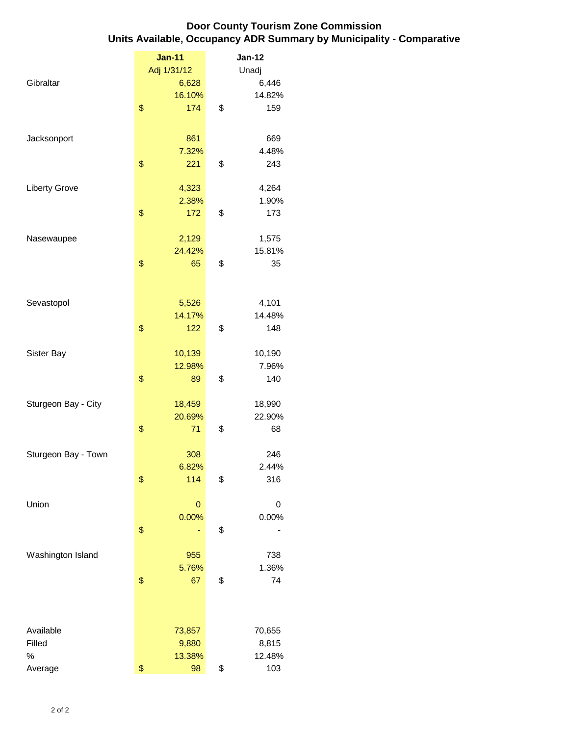**Door County Tourism Zone Commission**
**Units Available, Occupancy ADR Summary by Municipality - Comparative**

| | Jan-11 | Jan-12 |
|---|---|---|
| | Adj 1/31/12 | Unadj |
| Gibraltar | 6,628 | 6,446 |
| | 16.10% | 14.82% |
| | $ 174 | $ 159 |
| Jacksonport | 861 | 669 |
| | 7.32% | 4.48% |
| | $ 221 | $ 243 |
| Liberty Grove | 4,323 | 4,264 |
| | 2.38% | 1.90% |
| | $ 172 | $ 173 |
| Nasewaupee | 2,129 | 1,575 |
| | 24.42% | 15.81% |
| | $ 65 | $ 35 |
| Sevastopol | 5,526 | 4,101 |
| | 14.17% | 14.48% |
| | $ 122 | $ 148 |
| Sister Bay | 10,139 | 10,190 |
| | 12.98% | 7.96% |
| | $ 89 | $ 140 |
| Sturgeon Bay - City | 18,459 | 18,990 |
| | 20.69% | 22.90% |
| | $ 71 | $ 68 |
| Sturgeon Bay - Town | 308 | 246 |
| | 6.82% | 2.44% |
| | $ 114 | $ 316 |
| Union | 0 | 0 |
| | 0.00% | 0.00% |
| | $ - | $ - |
| Washington Island | 955 | 738 |
| | 5.76% | 1.36% |
| | $ 67 | $ 74 |
| Available | 73,857 | 70,655 |
| Filled | 9,880 | 8,815 |
| % | 13.38% | 12.48% |
| Average | $ 98 | $ 103 |